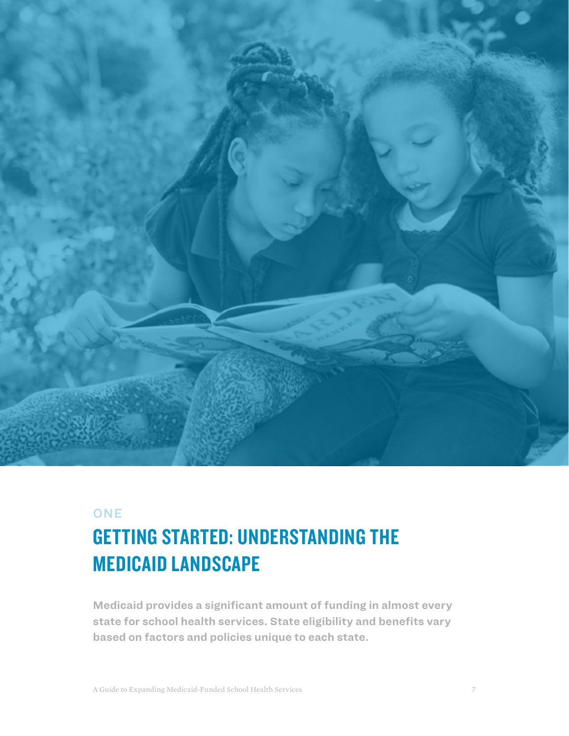ONE

# GETTING STARTED: UNDERSTANDING THE MEDICAID LANDSCAPE

**Medicaid provides a significant amount of funding in almost every state for school health services. State eligibility and benefits vary based on factors and policies unique to each state.**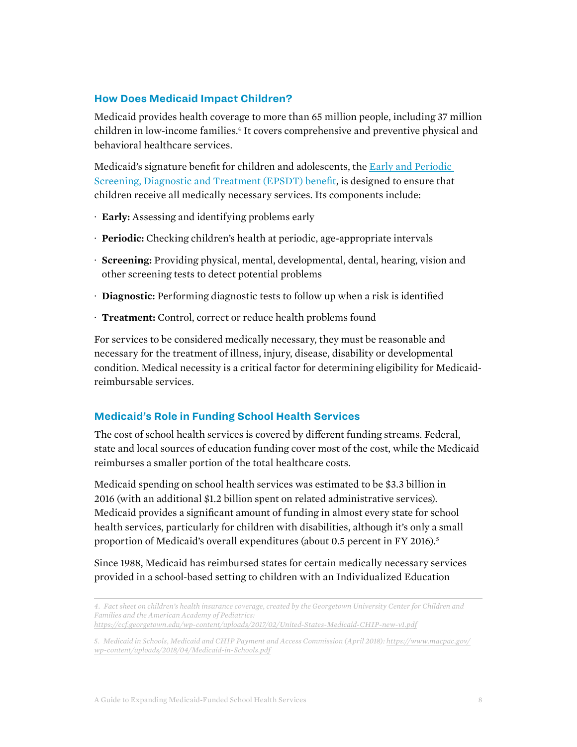## How Does Medicaid Impact Children?

Medicaid provides health coverage to more than 65 million people, including 37 million children in low-income families.[4] It covers comprehensive and preventive physical and behavioral healthcare services.

Medicaid's signature benefit for children and adolescents, the [Early and Periodic Screening, Diagnostic and Treatment (EPSDT) benefit](), is designed to ensure that children receive all medically necessary services. Its components include:

- **Early:** Assessing and identifying problems early
- **Periodic:** Checking children's health at periodic, age-appropriate intervals
- **Screening:** Providing physical, mental, developmental, dental, hearing, vision and other screening tests to detect potential problems
- **Diagnostic:** Performing diagnostic tests to follow up when a risk is identified
- **Treatment:** Control, correct or reduce health problems found

For services to be considered medically necessary, they must be reasonable and necessary for the treatment of illness, injury, disease, disability or developmental condition. Medical necessity is a critical factor for determining eligibility for Medicaid-reimbursable services.

## Medicaid's Role in Funding School Health Services

The cost of school health services is covered by different funding streams. Federal, state and local sources of education funding cover most of the cost, while the Medicaid reimburses a smaller portion of the total healthcare costs.

Medicaid spending on school health services was estimated to be $3.3 billion in 2016 (with an additional $1.2 billion spent on related administrative services). Medicaid provides a significant amount of funding in almost every state for school health services, particularly for children with disabilities, although it's only a small proportion of Medicaid's overall expenditures (about 0.5 percent in FY 2016).[5]

Since 1988, Medicaid has reimbursed states for certain medically necessary services provided in a school-based setting to children with an Individualized Education

---

*4. Fact sheet on children's health insurance coverage, created by the Georgetown University Center for Children and Families and the American Academy of Pediatrics: https://ccf.georgetown.edu/wp-content/uploads/2017/02/United-States-Medicaid-CHIP-new-v1.pdf*

*5. Medicaid in Schools, Medicaid and CHIP Payment and Access Commission (April 2018): https://www.macpac.gov/wp-content/uploads/2018/04/Medicaid-in-Schools.pdf*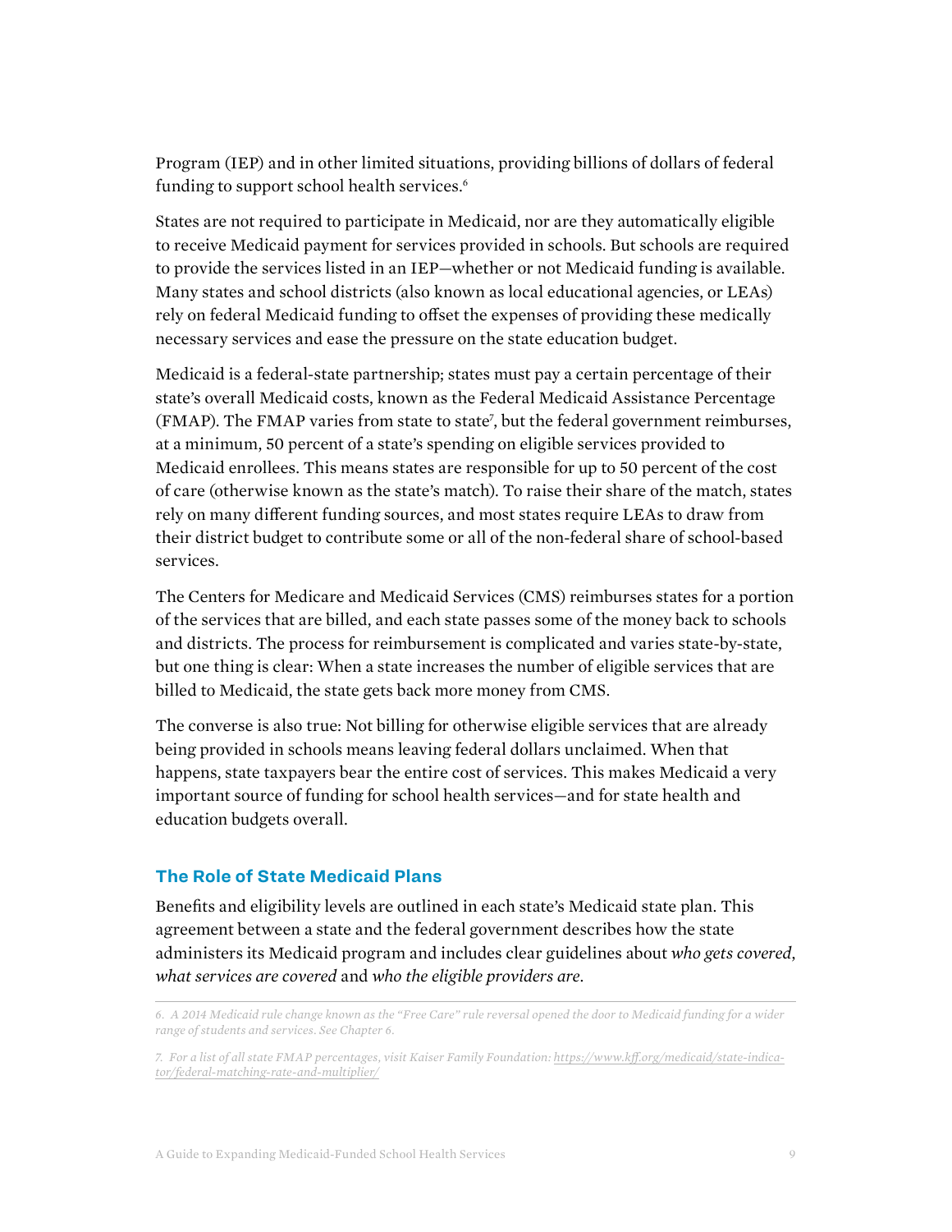Program (IEP) and in other limited situations, providing billions of dollars of federal funding to support school health services.[6]

States are not required to participate in Medicaid, nor are they automatically eligible to receive Medicaid payment for services provided in schools. But schools are required to provide the services listed in an IEP—whether or not Medicaid funding is available. Many states and school districts (also known as local educational agencies, or LEAs) rely on federal Medicaid funding to offset the expenses of providing these medically necessary services and ease the pressure on the state education budget.

Medicaid is a federal-state partnership; states must pay a certain percentage of their state's overall Medicaid costs, known as the Federal Medicaid Assistance Percentage (FMAP). The FMAP varies from state to state[7], but the federal government reimburses, at a minimum, 50 percent of a state's spending on eligible services provided to Medicaid enrollees. This means states are responsible for up to 50 percent of the cost of care (otherwise known as the state's match). To raise their share of the match, states rely on many different funding sources, and most states require LEAs to draw from their district budget to contribute some or all of the non-federal share of school-based services.

The Centers for Medicare and Medicaid Services (CMS) reimburses states for a portion of the services that are billed, and each state passes some of the money back to schools and districts. The process for reimbursement is complicated and varies state-by-state, but one thing is clear: When a state increases the number of eligible services that are billed to Medicaid, the state gets back more money from CMS.

The converse is also true: Not billing for otherwise eligible services that are already being provided in schools means leaving federal dollars unclaimed. When that happens, state taxpayers bear the entire cost of services. This makes Medicaid a very important source of funding for school health services—and for state health and education budgets overall.

## The Role of State Medicaid Plans

Benefits and eligibility levels are outlined in each state's Medicaid state plan. This agreement between a state and the federal government describes how the state administers its Medicaid program and includes clear guidelines about *who gets covered, what services are covered* and *who the eligible providers are*.

---

*6. A 2014 Medicaid rule change known as the "Free Care" rule reversal opened the door to Medicaid funding for a wider range of students and services. See Chapter 6.*

*7. For a list of all state FMAP percentages, visit Kaiser Family Foundation: https://www.kff.org/medicaid/state-indicator/federal-matching-rate-and-multiplier/*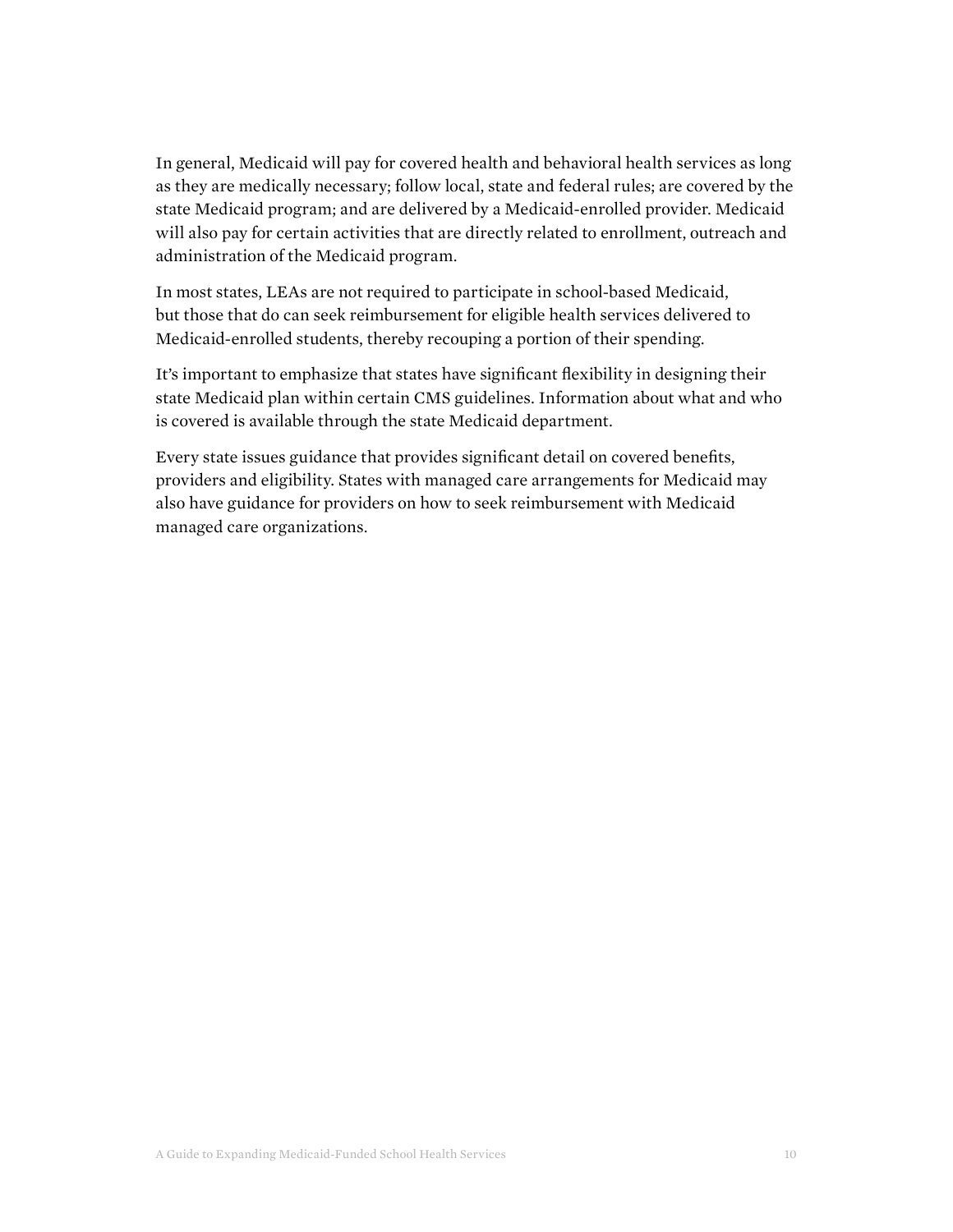In general, Medicaid will pay for covered health and behavioral health services as long as they are medically necessary; follow local, state and federal rules; are covered by the state Medicaid program; and are delivered by a Medicaid-enrolled provider. Medicaid will also pay for certain activities that are directly related to enrollment, outreach and administration of the Medicaid program.

In most states, LEAs are not required to participate in school-based Medicaid, but those that do can seek reimbursement for eligible health services delivered to Medicaid-enrolled students, thereby recouping a portion of their spending.

It's important to emphasize that states have significant flexibility in designing their state Medicaid plan within certain CMS guidelines. Information about what and who is covered is available through the state Medicaid department.

Every state issues guidance that provides significant detail on covered benefits, providers and eligibility. States with managed care arrangements for Medicaid may also have guidance for providers on how to seek reimbursement with Medicaid managed care organizations.